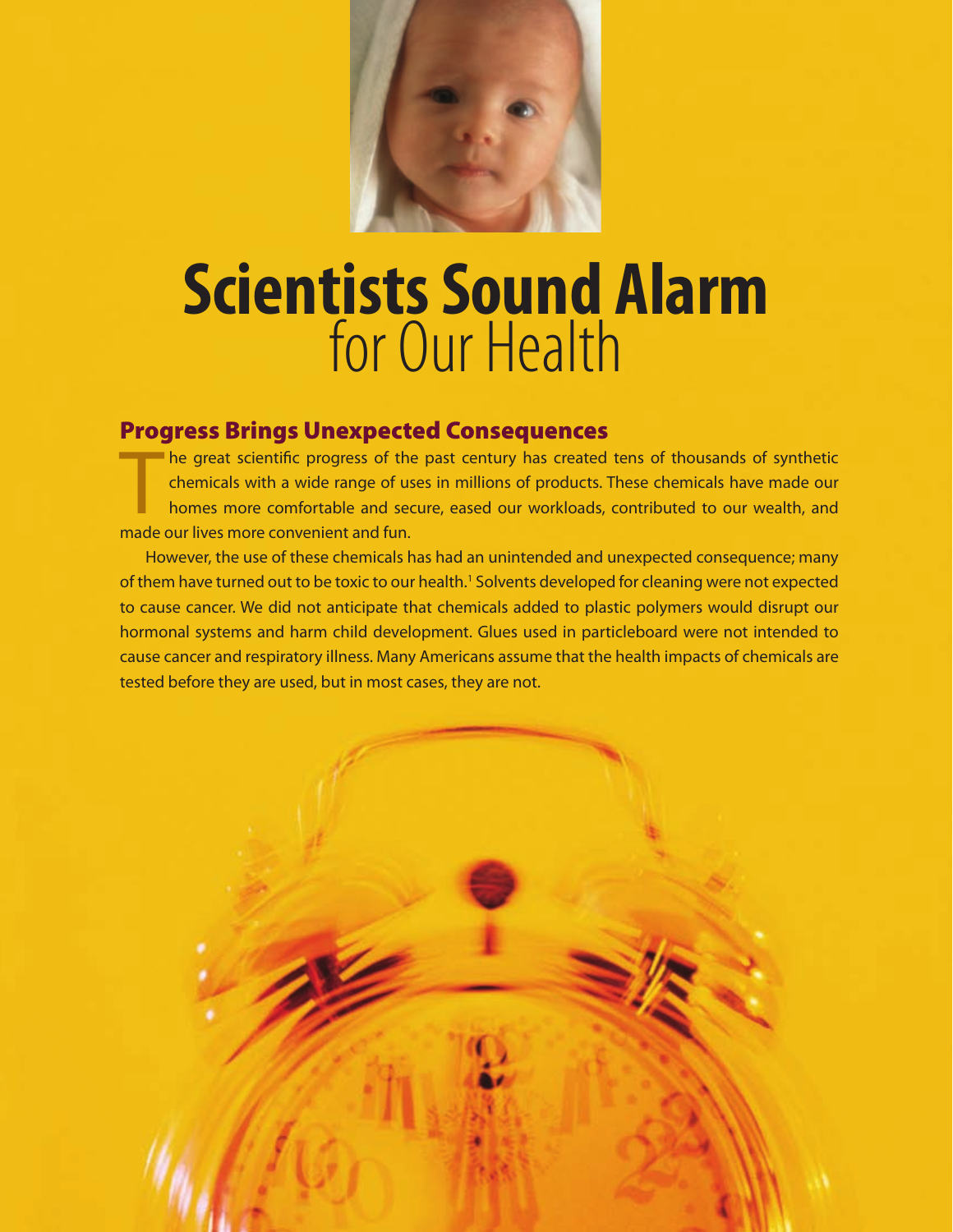# Scientists Sound Alarm for Our Health

## Progress Brings Unexpected Consequences

The great scientific progress of the past century has created tens of thousands of synthetic chemicals with a wide range of uses in millions of products. These chemicals have made our homes more comfortable and secure, eased our workloads, contributed to our wealth, and made our lives more convenient and fun.

However, the use of these chemicals has had an unintended and unexpected consequence; many of them have turned out to be toxic to our health.[1] Solvents developed for cleaning were not expected to cause cancer. We did not anticipate that chemicals added to plastic polymers would disrupt our hormonal systems and harm child development. Glues used in particleboard were not intended to cause cancer and respiratory illness. Many Americans assume that the health impacts of chemicals are tested before they are used, but in most cases, they are not.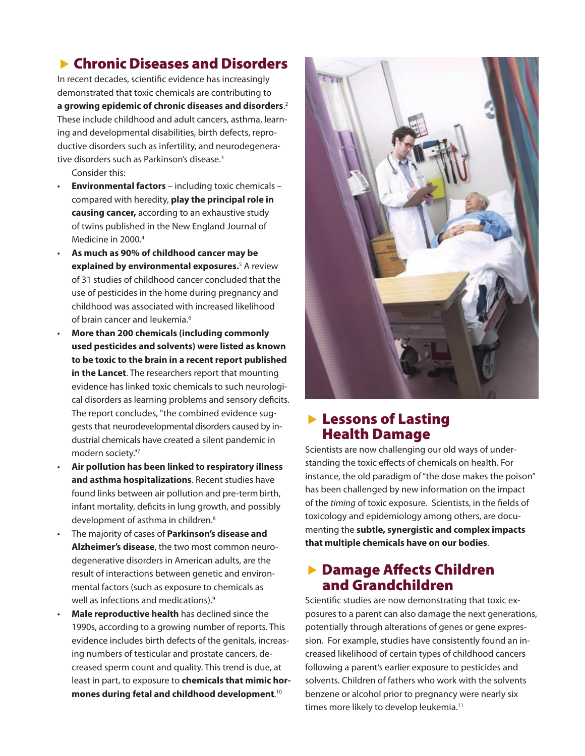## Chronic Diseases and Disorders

In recent decades, scientific evidence has increasingly demonstrated that toxic chemicals are contributing to **a growing epidemic of chronic diseases and disorders**.[2] These include childhood and adult cancers, asthma, learning and developmental disabilities, birth defects, reproductive disorders such as infertility, and neurodegenerative disorders such as Parkinson's disease.[3]

Consider this:

- **Environmental factors** – including toxic chemicals – compared with heredity, **play the principal role in causing cancer,** according to an exhaustive study of twins published in the New England Journal of Medicine in 2000.[4]
- **As much as 90% of childhood cancer may be explained by environmental exposures.**[5] A review of 31 studies of childhood cancer concluded that the use of pesticides in the home during pregnancy and childhood was associated with increased likelihood of brain cancer and leukemia.[6]
- **More than 200 chemicals (including commonly used pesticides and solvents) were listed as known to be toxic to the brain in a recent report published in the Lancet**. The researchers report that mounting evidence has linked toxic chemicals to such neurological disorders as learning problems and sensory deficits. The report concludes, "the combined evidence suggests that neurodevelopmental disorders caused by industrial chemicals have created a silent pandemic in modern society."[7]
- **Air pollution has been linked to respiratory illness and asthma hospitalizations**. Recent studies have found links between air pollution and pre-term birth, infant mortality, deficits in lung growth, and possibly development of asthma in children.[8]
- The majority of cases of **Parkinson's disease and Alzheimer's disease**, the two most common neurodegenerative disorders in American adults, are the result of interactions between genetic and environmental factors (such as exposure to chemicals as well as infections and medications).[9]
- **Male reproductive health** has declined since the 1990s, according to a growing number of reports. This evidence includes birth defects of the genitals, increasing numbers of testicular and prostate cancers, decreased sperm count and quality. This trend is due, at least in part, to exposure to **chemicals that mimic hormones during fetal and childhood development**.[10]

## Lessons of Lasting Health Damage

Scientists are now challenging our old ways of understanding the toxic effects of chemicals on health. For instance, the old paradigm of "the dose makes the poison" has been challenged by new information on the impact of the *timing* of toxic exposure. Scientists, in the fields of toxicology and epidemiology among others, are documenting the **subtle, synergistic and complex impacts that multiple chemicals have on our bodies**.

## Damage Affects Children and Grandchildren

Scientific studies are now demonstrating that toxic exposures to a parent can also damage the next generations, potentially through alterations of genes or gene expression. For example, studies have consistently found an increased likelihood of certain types of childhood cancers following a parent's earlier exposure to pesticides and solvents. Children of fathers who work with the solvents benzene or alcohol prior to pregnancy were nearly six times more likely to develop leukemia.[11]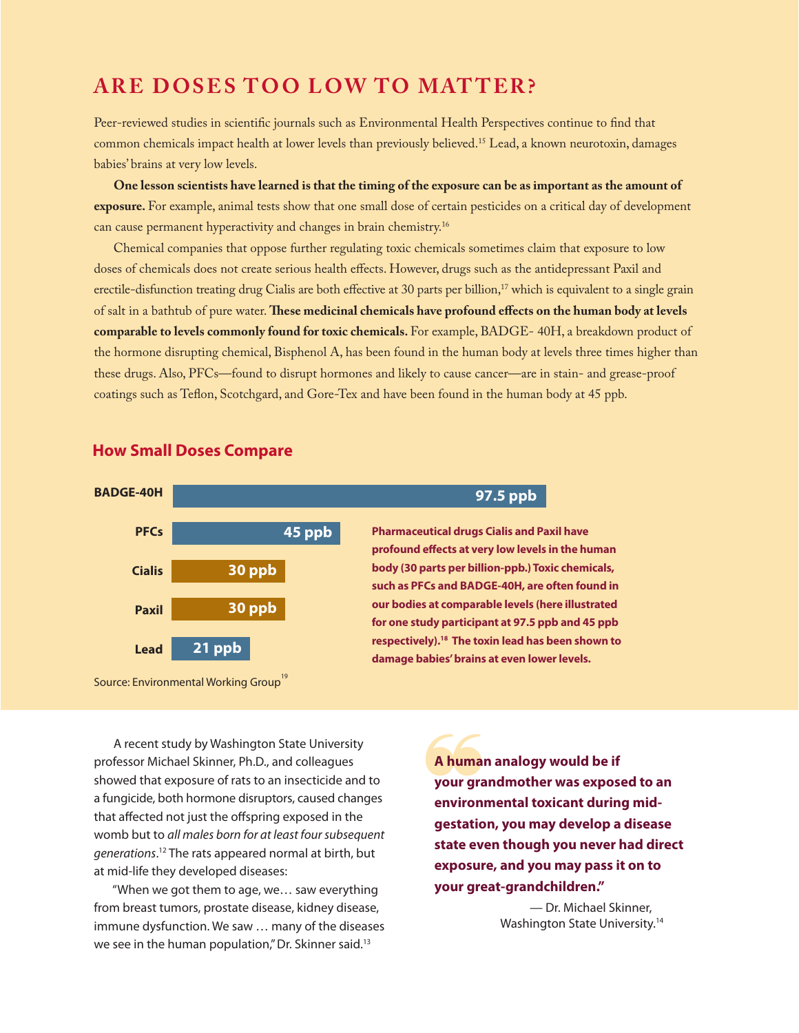# ARE DOSES TOO LOW TO MATTER?

Peer-reviewed studies in scientific journals such as Environmental Health Perspectives continue to find that common chemicals impact health at lower levels than previously believed.[15] Lead, a known neurotoxin, damages babies' brains at very low levels.

**One lesson scientists have learned is that the timing of the exposure can be as important as the amount of exposure.** For example, animal tests show that one small dose of certain pesticides on a critical day of development can cause permanent hyperactivity and changes in brain chemistry.[16]

Chemical companies that oppose further regulating toxic chemicals sometimes claim that exposure to low doses of chemicals does not create serious health effects. However, drugs such as the antidepressant Paxil and erectile-disfunction treating drug Cialis are both effective at 30 parts per billion,[17] which is equivalent to a single grain of salt in a bathtub of pure water. **These medicinal chemicals have profound effects on the human body at levels comparable to levels commonly found for toxic chemicals.** For example, BADGE- 40H, a breakdown product of the hormone disrupting chemical, Bisphenol A, has been found in the human body at levels three times higher than these drugs. Also, PFCs—found to disrupt hormones and likely to cause cancer—are in stain- and grease-proof coatings such as Teflon, Scotchgard, and Gore-Tex and have been found in the human body at 45 ppb.

## How Small Doses Compare

| Chemical | Level |
| --- | --- |
| BADGE-40H | 97.5 ppb |
| PFCs | 45 ppb |
| Cialis | 30 ppb |
| Paxil | 30 ppb |
| Lead | 21 ppb |

**Pharmaceutical drugs Cialis and Paxil have profound effects at very low levels in the human body (30 parts per billion-ppb.) Toxic chemicals, such as PFCs and BADGE-40H, are often found in our bodies at comparable levels (here illustrated for one study participant at 97.5 ppb and 45 ppb respectively).[18] The toxin lead has been shown to damage babies' brains at even lower levels.**

Source: Environmental Working Group[19]

A recent study by Washington State University professor Michael Skinner, Ph.D., and colleagues showed that exposure of rats to an insecticide and to a fungicide, both hormone disruptors, caused changes that affected not just the offspring exposed in the womb but to *all males born for at least four subsequent generations*.[12] The rats appeared normal at birth, but at mid-life they developed diseases:

"When we got them to age, we… saw everything from breast tumors, prostate disease, kidney disease, immune dysfunction. We saw … many of the diseases we see in the human population," Dr. Skinner said.[13]

> **A human analogy would be if your grandmother was exposed to an environmental toxicant during mid-gestation, you may develop a disease state even though you never had direct exposure, and you may pass it on to your great-grandchildren."**
>
> — Dr. Michael Skinner, Washington State University.[14]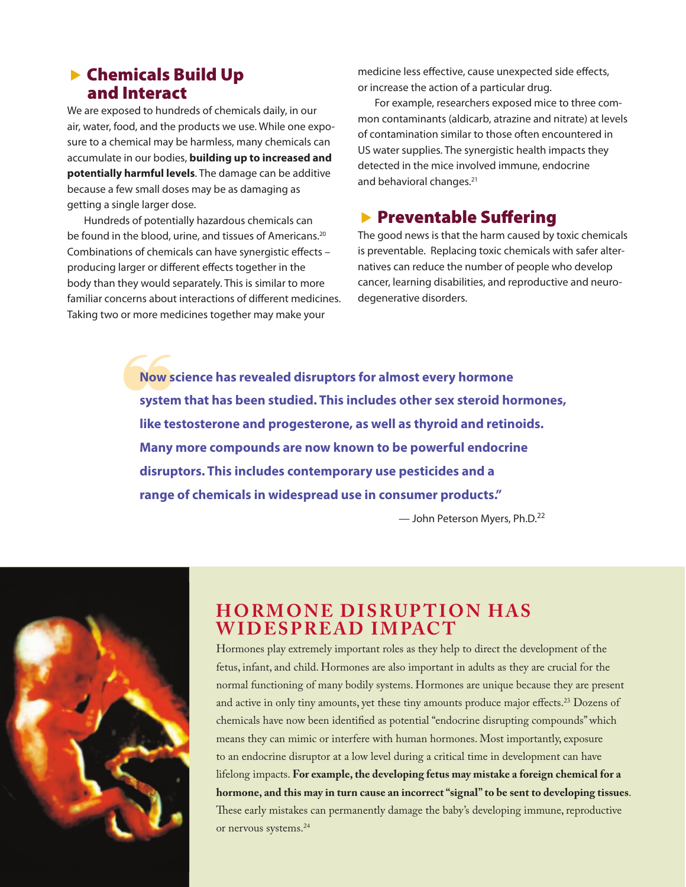## Chemicals Build Up and Interact

We are exposed to hundreds of chemicals daily, in our air, water, food, and the products we use. While one exposure to a chemical may be harmless, many chemicals can accumulate in our bodies, **building up to increased and potentially harmful levels**. The damage can be additive because a few small doses may be as damaging as getting a single larger dose.

Hundreds of potentially hazardous chemicals can be found in the blood, urine, and tissues of Americans.[20] Combinations of chemicals can have synergistic effects – producing larger or different effects together in the body than they would separately. This is similar to more familiar concerns about interactions of different medicines. Taking two or more medicines together may make your medicine less effective, cause unexpected side effects, or increase the action of a particular drug.

For example, researchers exposed mice to three common contaminants (aldicarb, atrazine and nitrate) at levels of contamination similar to those often encountered in US water supplies. The synergistic health impacts they detected in the mice involved immune, endocrine and behavioral changes.[21]

## Preventable Suffering

The good news is that the harm caused by toxic chemicals is preventable. Replacing toxic chemicals with safer alternatives can reduce the number of people who develop cancer, learning disabilities, and reproductive and neurodegenerative disorders.

> **"Now science has revealed disruptors for almost every hormone system that has been studied. This includes other sex steroid hormones, like testosterone and progesterone, as well as thyroid and retinoids. Many more compounds are now known to be powerful endocrine disruptors. This includes contemporary use pesticides and a range of chemicals in widespread use in consumer products."**
>
> — John Peterson Myers, Ph.D.[22]

## HORMONE DISRUPTION HAS WIDESPREAD IMPACT

Hormones play extremely important roles as they help to direct the development of the fetus, infant, and child. Hormones are also important in adults as they are crucial for the normal functioning of many bodily systems. Hormones are unique because they are present and active in only tiny amounts, yet these tiny amounts produce major effects.[23] Dozens of chemicals have now been identified as potential "endocrine disrupting compounds" which means they can mimic or interfere with human hormones. Most importantly, exposure to an endocrine disruptor at a low level during a critical time in development can have lifelong impacts. **For example, the developing fetus may mistake a foreign chemical for a hormone, and this may in turn cause an incorrect "signal" to be sent to developing tissues**. These early mistakes can permanently damage the baby's developing immune, reproductive or nervous systems.[24]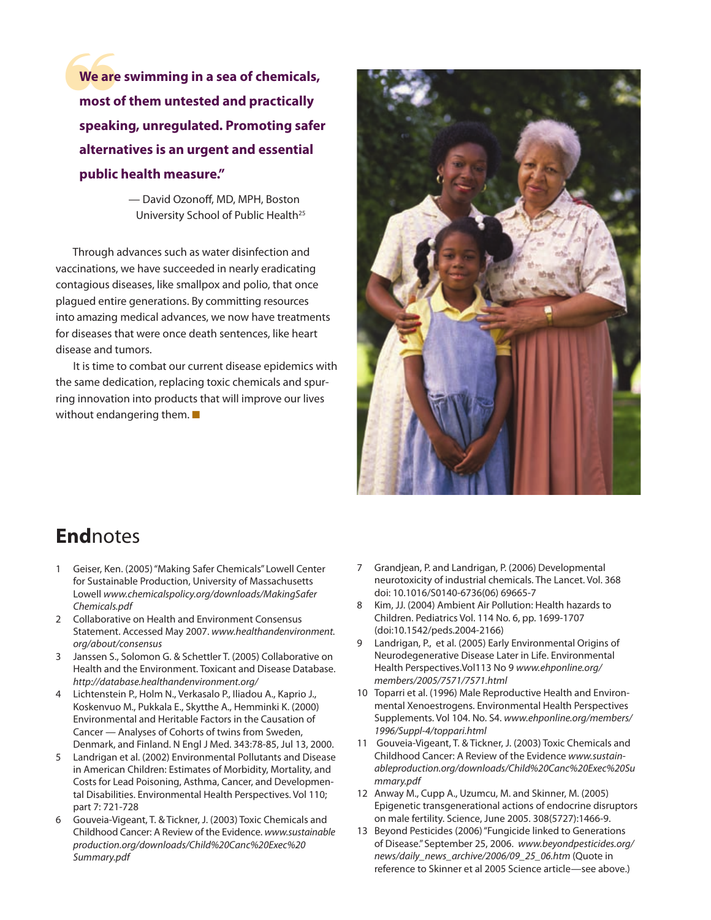**"We are swimming in a sea of chemicals, most of them untested and practically speaking, unregulated. Promoting safer alternatives is an urgent and essential public health measure."**

— David Ozonoff, MD, MPH, Boston University School of Public Health[25]

Through advances such as water disinfection and vaccinations, we have succeeded in nearly eradicating contagious diseases, like smallpox and polio, that once plagued entire generations. By committing resources into amazing medical advances, we now have treatments for diseases that were once death sentences, like heart disease and tumors.

It is time to combat our current disease epidemics with the same dedication, replacing toxic chemicals and spurring innovation into products that will improve our lives without endangering them. ■

## Endnotes

1. Geiser, Ken. (2005) "Making Safer Chemicals" Lowell Center for Sustainable Production, University of Massachusetts Lowell *www.chemicalspolicy.org/downloads/MakingSafer Chemicals.pdf*
2. Collaborative on Health and Environment Consensus Statement. Accessed May 2007. *www.healthandenvironment.org/about/consensus*
3. Janssen S., Solomon G. & Schettler T. (2005) Collaborative on Health and the Environment. Toxicant and Disease Database. *http://database.healthandenvironment.org/*
4. Lichtenstein P., Holm N., Verkasalo P., Iliadou A., Kaprio J., Koskenvuo M., Pukkala E., Skytthe A., Hemminki K. (2000) Environmental and Heritable Factors in the Causation of Cancer — Analyses of Cohorts of twins from Sweden, Denmark, and Finland. N Engl J Med. 343:78-85, Jul 13, 2000.
5. Landrigan et al. (2002) Environmental Pollutants and Disease in American Children: Estimates of Morbidity, Mortality, and Costs for Lead Poisoning, Asthma, Cancer, and Developmental Disabilities. Environmental Health Perspectives. Vol 110; part 7: 721-728
6. Gouveia-Vigeant, T. & Tickner, J. (2003) Toxic Chemicals and Childhood Cancer: A Review of the Evidence. *www.sustainable production.org/downloads/Child%20Canc%20Exec%20 Summary.pdf*
7. Grandjean, P. and Landrigan, P. (2006) Developmental neurotoxicity of industrial chemicals. The Lancet. Vol. 368 doi: 10.1016/S0140-6736(06) 69665-7
8. Kim, JJ. (2004) Ambient Air Pollution: Health hazards to Children. Pediatrics Vol. 114 No. 6, pp. 1699-1707 (doi:10.1542/peds.2004-2166)
9. Landrigan, P., et al. (2005) Early Environmental Origins of Neurodegenerative Disease Later in Life. Environmental Health Perspectives.Vol113 No 9 *www.ehponline.org/members/2005/7571/7571.html*
10. Toparri et al. (1996) Male Reproductive Health and Environmental Xenoestrogens. Environmental Health Perspectives Supplements. Vol 104. No. S4. *www.ehponline.org/members/1996/Suppl-4/toppari.html*
11. Gouveia-Vigeant, T. & Tickner, J. (2003) Toxic Chemicals and Childhood Cancer: A Review of the Evidence *www.sustainableproduction.org/downloads/Child%20Canc%20Exec%20Su mmary.pdf*
12. Anway M., Cupp A., Uzumcu, M. and Skinner, M. (2005) Epigenetic transgenerational actions of endocrine disruptors on male fertility. Science, June 2005. 308(5727):1466-9.
13. Beyond Pesticides (2006) "Fungicide linked to Generations of Disease." September 25, 2006. *www.beyondpesticides.org/news/daily_news_archive/2006/09_25_06.htm* (Quote in reference to Skinner et al 2005 Science article—see above.)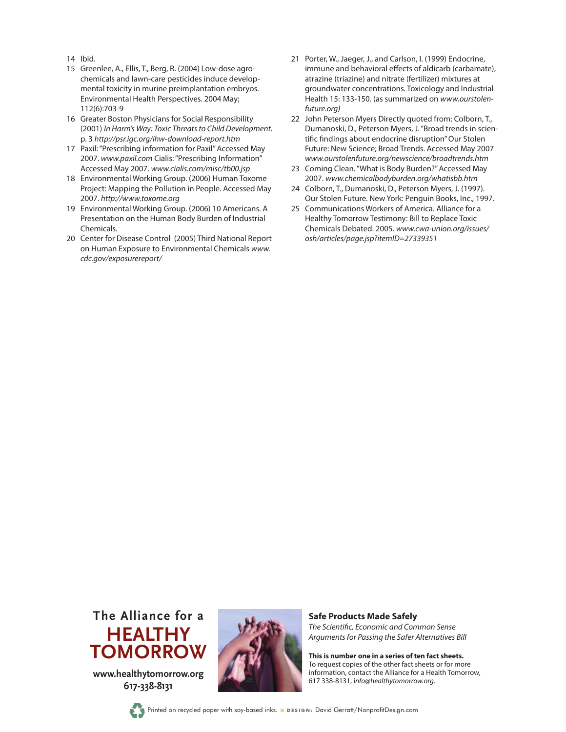14 Ibid.

15 Greenlee, A., Ellis, T., Berg, R. (2004) Low-dose agro-chemicals and lawn-care pesticides induce developmental toxicity in murine preimplantation embryos. Environmental Health Perspectives. 2004 May; 112(6):703-9

16 Greater Boston Physicians for Social Responsibility (2001) *In Harm's Way: Toxic Threats to Child Development.* p. 3 *http://psr.igc.org/ihw-download-report.htm*

17 Paxil: "Prescribing information for Paxil" Accessed May 2007. *www.paxil.com* Cialis: "Prescribing Information" Accessed May 2007. *www.cialis.com/misc/tb00.jsp*

18 Environmental Working Group. (2006) Human Toxome Project: Mapping the Pollution in People. Accessed May 2007. *http://www.toxome.org*

19 Environmental Working Group. (2006) 10 Americans. A Presentation on the Human Body Burden of Industrial Chemicals.

20 Center for Disease Control (2005) Third National Report on Human Exposure to Environmental Chemicals *www.cdc.gov/exposurereport/*

21 Porter, W., Jaeger, J., and Carlson, I. (1999) Endocrine, immune and behavioral effects of aldicarb (carbamate), atrazine (triazine) and nitrate (fertilizer) mixtures at groundwater concentrations. Toxicology and Industrial Health 15: 133-150. (as summarized on *www.ourstolenfuture.org)*

22 John Peterson Myers Directly quoted from: Colborn, T., Dumanoski, D., Peterson Myers, J. "Broad trends in scientific findings about endocrine disruption" Our Stolen Future: New Science; Broad Trends. Accessed May 2007 *www.ourstolenfuture.org/newscience/broadtrends.htm*

23 Coming Clean. "What is Body Burden?" Accessed May 2007. *www.chemicalbodyburden.org/whatisbb.htm*

24 Colborn, T., Dumanoski, D., Peterson Myers, J. (1997). Our Stolen Future. New York: Penguin Books, Inc., 1997.

25 Communications Workers of America. Alliance for a Healthy Tomorrow Testimony: Bill to Replace Toxic Chemicals Debated. 2005. *www.cwa-union.org/issues/osh/articles/page.jsp?itemID=27339351*

The Alliance for a **HEALTHY TOMORROW**

**www.healthytomorrow.org**
**617-338-8131**

**Safe Products Made Safely**

*The Scientific, Economic and Common Sense Arguments for Passing the Safer Alternatives Bill*

**This is number one in a series of ten fact sheets.**
To request copies of the other fact sheets or for more information, contact the Alliance for a Health Tomorrow, 617 338-8131, *info@healthytomorrow.org.*

Printed on recycled paper with soy-based inks. DESIGN: David Gerratt/NonprofitDesign.com